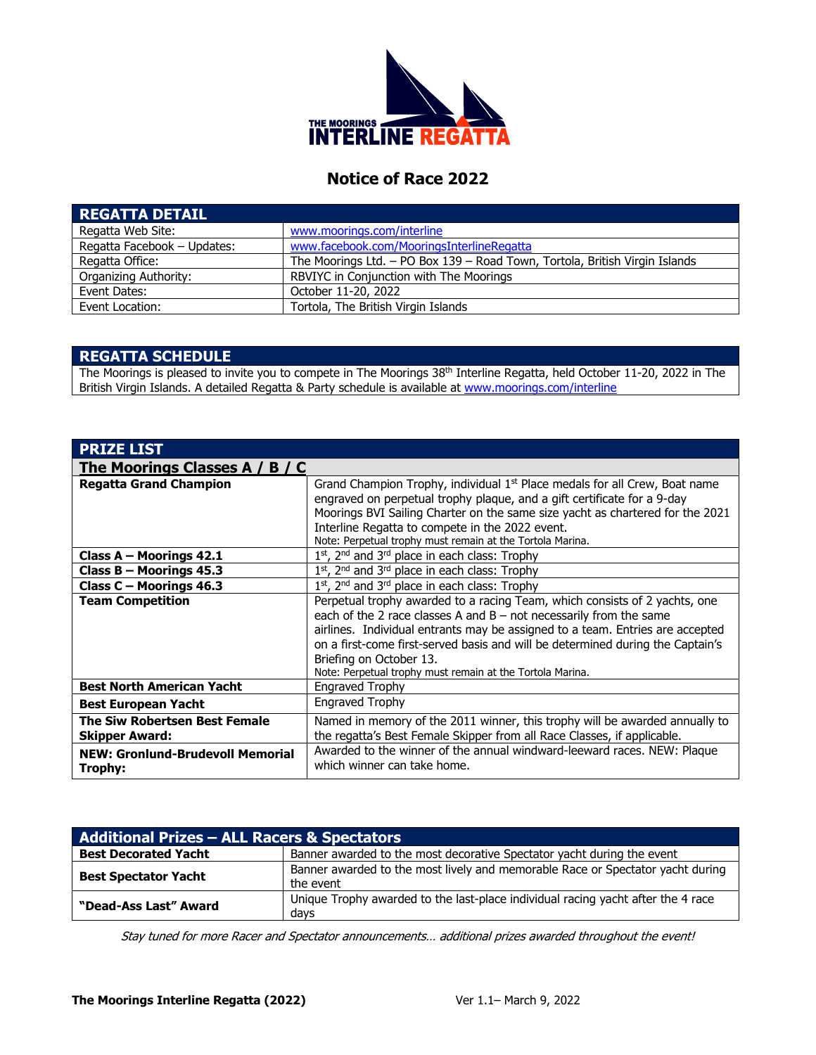**THE MOORINGS INTERLINE REGATTA**

# Notice of Race 2022

| REGATTA DETAIL | |
|---|---|
| Regatta Web Site: | www.moorings.com/interline |
| Regatta Facebook – Updates: | www.facebook.com/MooringsInterlineRegatta |
| Regatta Office: | The Moorings Ltd. – PO Box 139 – Road Town, Tortola, British Virgin Islands |
| Organizing Authority: | RBVIYC in Conjunction with The Moorings |
| Event Dates: | October 11-20, 2022 |
| Event Location: | Tortola, The British Virgin Islands |

## REGATTA SCHEDULE

The Moorings is pleased to invite you to compete in The Moorings 38th Interline Regatta, held October 11-20, 2022 in The British Virgin Islands. A detailed Regatta & Party schedule is available at www.moorings.com/interline

## PRIZE LIST

| The Moorings Classes A / B / C | |
|---|---|
| **Regatta Grand Champion** | Grand Champion Trophy, individual 1st Place medals for all Crew, Boat name engraved on perpetual trophy plaque, and a gift certificate for a 9-day Moorings BVI Sailing Charter on the same size yacht as chartered for the 2021 Interline Regatta to compete in the 2022 event. Note: Perpetual trophy must remain at the Tortola Marina. |
| **Class A – Moorings 42.1** | 1st, 2nd and 3rd place in each class: Trophy |
| **Class B – Moorings 45.3** | 1st, 2nd and 3rd place in each class: Trophy |
| **Class C – Moorings 46.3** | 1st, 2nd and 3rd place in each class: Trophy |
| **Team Competition** | Perpetual trophy awarded to a racing Team, which consists of 2 yachts, one each of the 2 race classes A and B – not necessarily from the same airlines. Individual entrants may be assigned to a team. Entries are accepted on a first-come first-served basis and will be determined during the Captain's Briefing on October 13. Note: Perpetual trophy must remain at the Tortola Marina. |
| **Best North American Yacht** | Engraved Trophy |
| **Best European Yacht** | Engraved Trophy |
| **The Siw Robertsen Best Female Skipper Award:** | Named in memory of the 2011 winner, this trophy will be awarded annually to the regatta's Best Female Skipper from all Race Classes, if applicable. |
| **NEW: Gronlund-Brudevoll Memorial Trophy:** | Awarded to the winner of the annual windward-leeward races. NEW: Plaque which winner can take home. |

| Additional Prizes – ALL Racers & Spectators | |
|---|---|
| **Best Decorated Yacht** | Banner awarded to the most decorative Spectator yacht during the event |
| **Best Spectator Yacht** | Banner awarded to the most lively and memorable Race or Spectator yacht during the event |
| **"Dead-Ass Last" Award** | Unique Trophy awarded to the last-place individual racing yacht after the 4 race days |

*Stay tuned for more Racer and Spectator announcements… additional prizes awarded throughout the event!*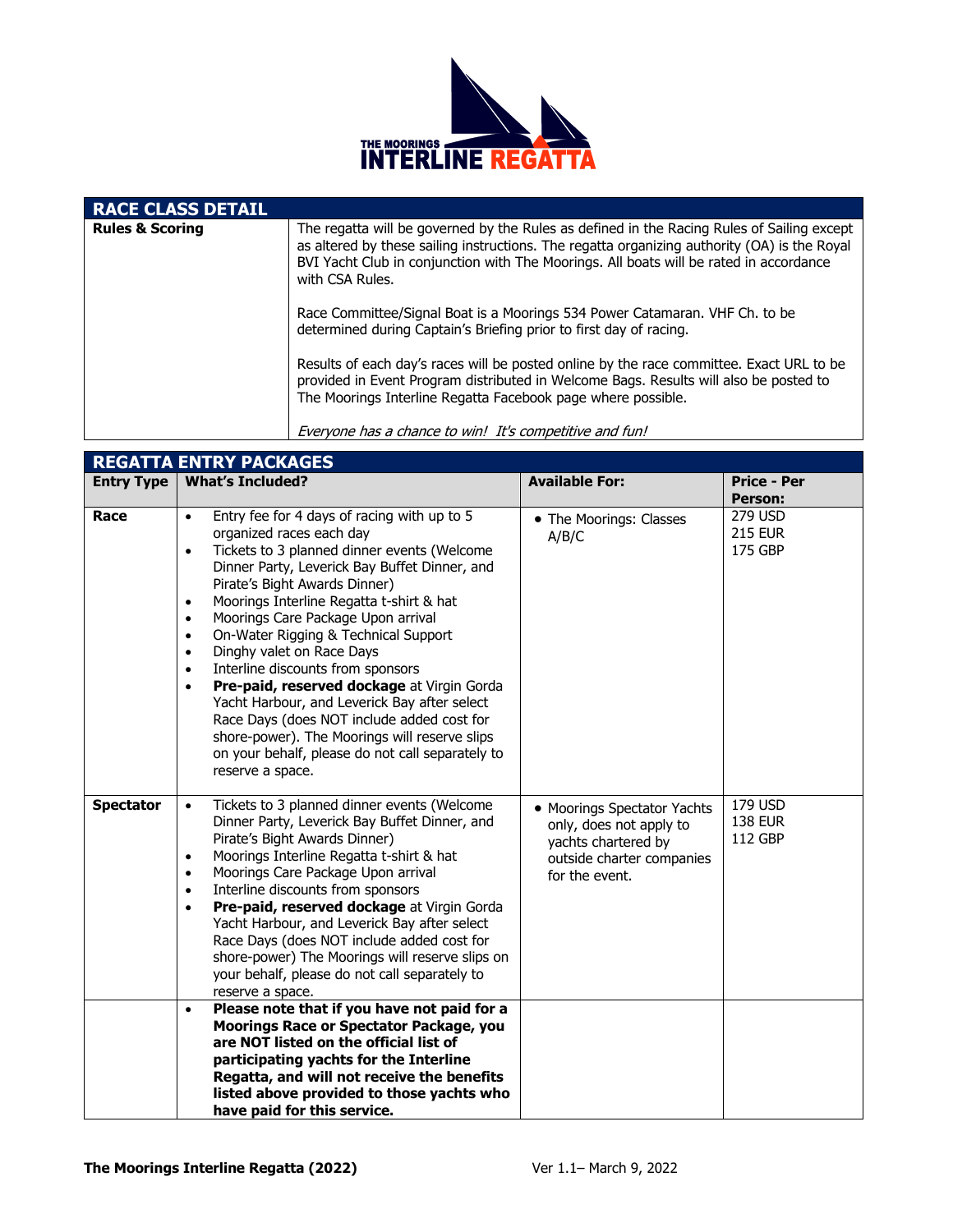## RACE CLASS DETAIL

| | |
|---|---|
| **Rules & Scoring** | The regatta will be governed by the Rules as defined in the Racing Rules of Sailing except as altered by these sailing instructions. The regatta organizing authority (OA) is the Royal BVI Yacht Club in conjunction with The Moorings. All boats will be rated in accordance with CSA Rules.<br><br>Race Committee/Signal Boat is a Moorings 534 Power Catamaran. VHF Ch. to be determined during Captain's Briefing prior to first day of racing.<br><br>Results of each day's races will be posted online by the race committee. Exact URL to be provided in Event Program distributed in Welcome Bags. Results will also be posted to The Moorings Interline Regatta Facebook page where possible.<br><br>*Everyone has a chance to win! It's competitive and fun!* |

## REGATTA ENTRY PACKAGES

| Entry Type | What's Included? | Available For: | Price - Per Person: |
|---|---|---|---|
| **Race** | • Entry fee for 4 days of racing with up to 5 organized races each day<br>• Tickets to 3 planned dinner events (Welcome Dinner Party, Leverick Bay Buffet Dinner, and Pirate's Bight Awards Dinner)<br>• Moorings Interline Regatta t-shirt & hat<br>• Moorings Care Package Upon arrival<br>• On-Water Rigging & Technical Support<br>• Dinghy valet on Race Days<br>• Interline discounts from sponsors<br>• **Pre-paid, reserved dockage** at Virgin Gorda Yacht Harbour, and Leverick Bay after select Race Days (does NOT include added cost for shore-power). The Moorings will reserve slips on your behalf, please do not call separately to reserve a space. | • The Moorings: Classes A/B/C | 279 USD<br>215 EUR<br>175 GBP |
| **Spectator** | • Tickets to 3 planned dinner events (Welcome Dinner Party, Leverick Bay Buffet Dinner, and Pirate's Bight Awards Dinner)<br>• Moorings Interline Regatta t-shirt & hat<br>• Moorings Care Package Upon arrival<br>• Interline discounts from sponsors<br>• **Pre-paid, reserved dockage** at Virgin Gorda Yacht Harbour, and Leverick Bay after select Race Days (does NOT include added cost for shore-power) The Moorings will reserve slips on your behalf, please do not call separately to reserve a space. | • Moorings Spectator Yachts only, does not apply to yachts chartered by outside charter companies for the event. | 179 USD<br>138 EUR<br>112 GBP |
| | • **Please note that if you have not paid for a Moorings Race or Spectator Package, you are NOT listed on the official list of participating yachts for the Interline Regatta, and will not receive the benefits listed above provided to those yachts who have paid for this service.** | | |

**The Moorings Interline Regatta (2022)** Ver 1.1– March 9, 2022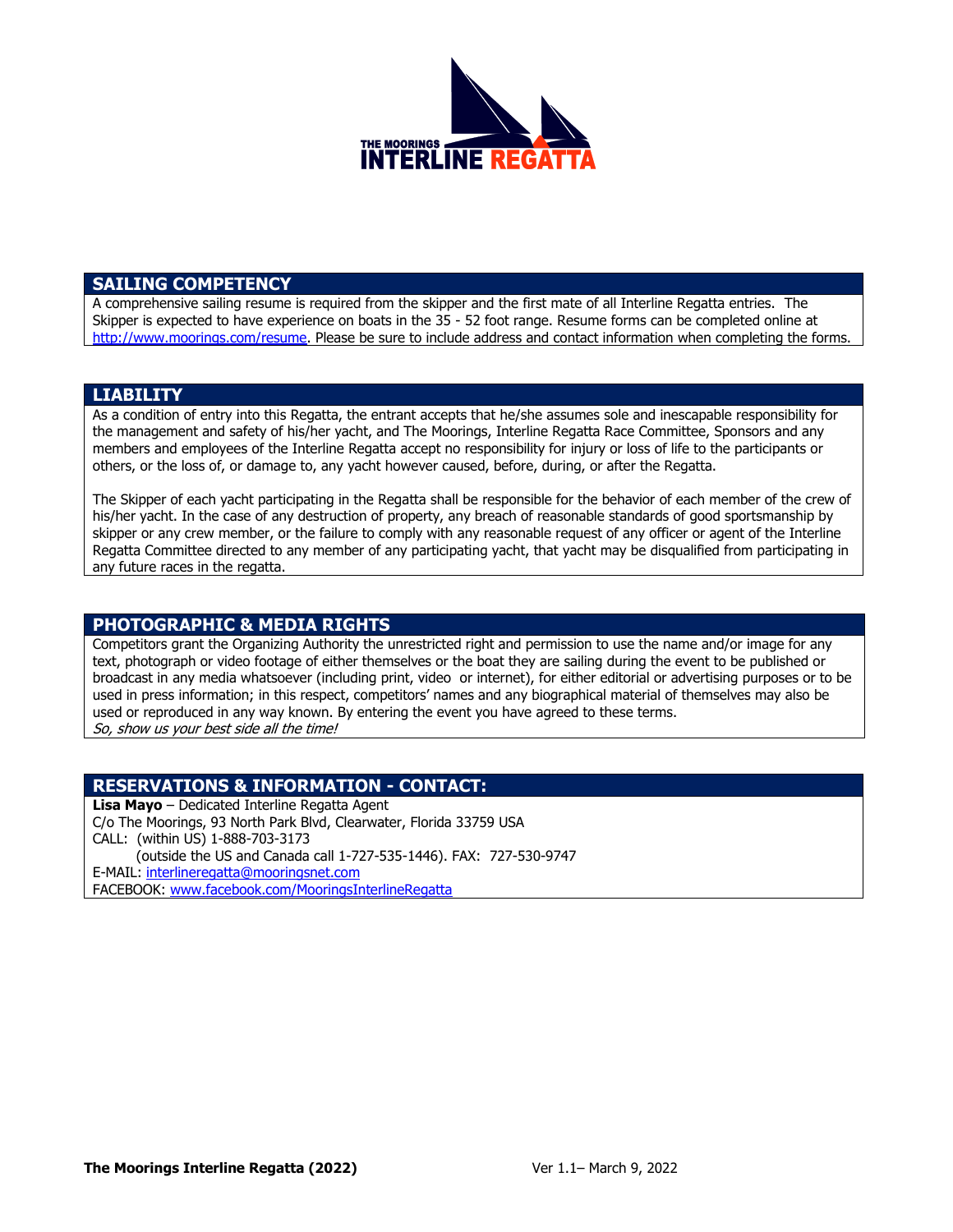## SAILING COMPETENCY

A comprehensive sailing resume is required from the skipper and the first mate of all Interline Regatta entries. The Skipper is expected to have experience on boats in the 35 - 52 foot range. Resume forms can be completed online at http://www.moorings.com/resume. Please be sure to include address and contact information when completing the forms.

## LIABILITY

As a condition of entry into this Regatta, the entrant accepts that he/she assumes sole and inescapable responsibility for the management and safety of his/her yacht, and The Moorings, Interline Regatta Race Committee, Sponsors and any members and employees of the Interline Regatta accept no responsibility for injury or loss of life to the participants or others, or the loss of, or damage to, any yacht however caused, before, during, or after the Regatta.

The Skipper of each yacht participating in the Regatta shall be responsible for the behavior of each member of the crew of his/her yacht. In the case of any destruction of property, any breach of reasonable standards of good sportsmanship by skipper or any crew member, or the failure to comply with any reasonable request of any officer or agent of the Interline Regatta Committee directed to any member of any participating yacht, that yacht may be disqualified from participating in any future races in the regatta.

## PHOTOGRAPHIC & MEDIA RIGHTS

Competitors grant the Organizing Authority the unrestricted right and permission to use the name and/or image for any text, photograph or video footage of either themselves or the boat they are sailing during the event to be published or broadcast in any media whatsoever (including print, video or internet), for either editorial or advertising purposes or to be used in press information; in this respect, competitors' names and any biographical material of themselves may also be used or reproduced in any way known. By entering the event you have agreed to these terms.
*So, show us your best side all the time!*

## RESERVATIONS & INFORMATION - CONTACT:

**Lisa Mayo** – Dedicated Interline Regatta Agent
C/o The Moorings, 93 North Park Blvd, Clearwater, Florida 33759 USA
CALL: (within US) 1-888-703-3173
(outside the US and Canada call 1-727-535-1446). FAX: 727-530-9747
E-MAIL: interlineregatta@mooringsnet.com
FACEBOOK: www.facebook.com/MooringsInterlineRegatta